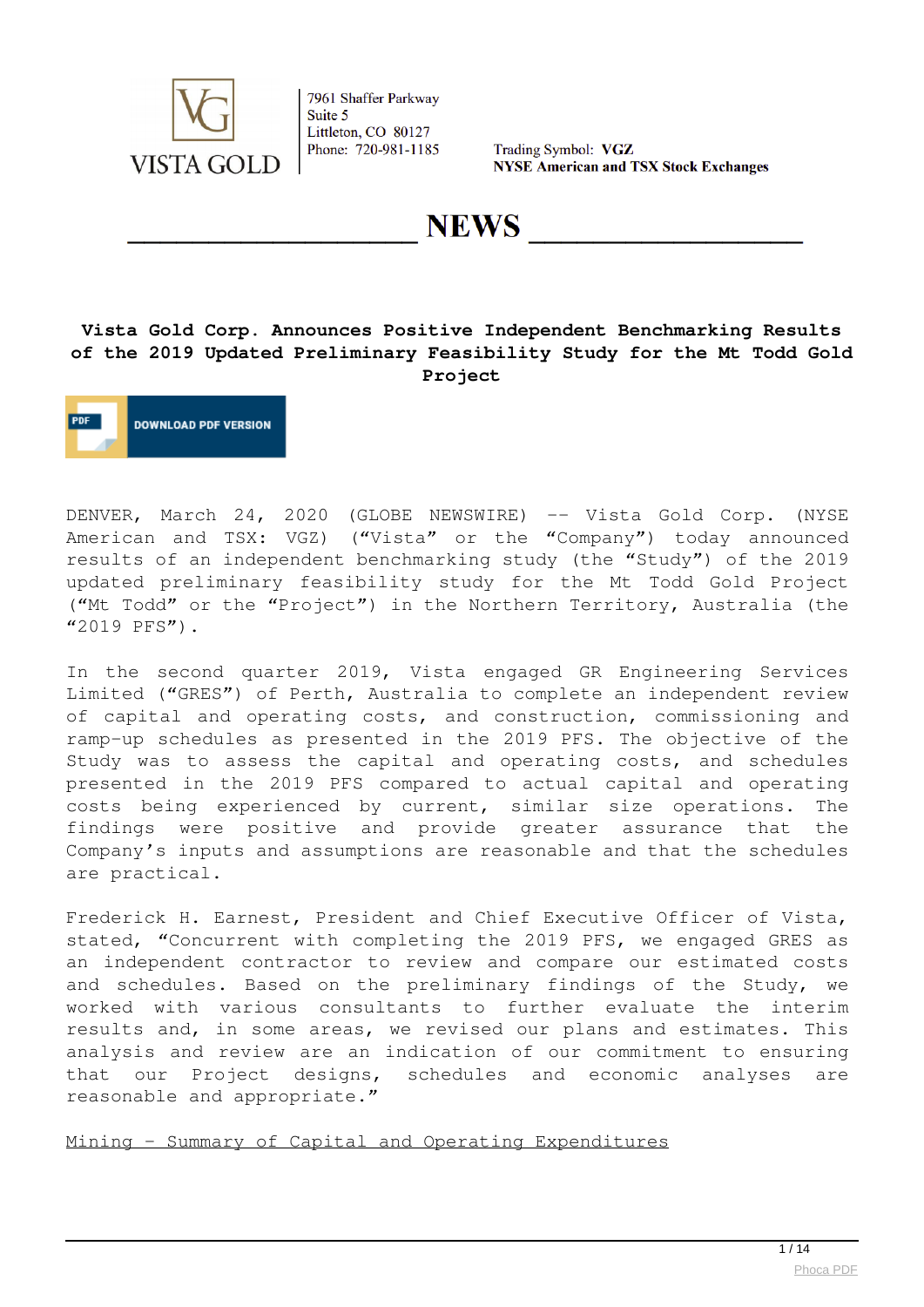VISTA GOLD

7961 Shaffer Parkway
Suite 5
Littleton, CO 80127
Phone: 720-981-1185

Trading Symbol: **VGZ**
**NYSE American and TSX Stock Exchanges**

# NEWS

## Vista Gold Corp. Announces Positive Independent Benchmarking Results of the 2019 Updated Preliminary Feasibility Study for the Mt Todd Gold Project

DOWNLOAD PDF VERSION

DENVER, March 24, 2020 (GLOBE NEWSWIRE) -- Vista Gold Corp. (NYSE American and TSX: VGZ) ("Vista" or the "Company") today announced results of an independent benchmarking study (the "Study") of the 2019 updated preliminary feasibility study for the Mt Todd Gold Project ("Mt Todd" or the "Project") in the Northern Territory, Australia (the "2019 PFS").

In the second quarter 2019, Vista engaged GR Engineering Services Limited ("GRES") of Perth, Australia to complete an independent review of capital and operating costs, and construction, commissioning and ramp-up schedules as presented in the 2019 PFS. The objective of the Study was to assess the capital and operating costs, and schedules presented in the 2019 PFS compared to actual capital and operating costs being experienced by current, similar size operations. The findings were positive and provide greater assurance that the Company's inputs and assumptions are reasonable and that the schedules are practical.

Frederick H. Earnest, President and Chief Executive Officer of Vista, stated, "Concurrent with completing the 2019 PFS, we engaged GRES as an independent contractor to review and compare our estimated costs and schedules. Based on the preliminary findings of the Study, we worked with various consultants to further evaluate the interim results and, in some areas, we revised our plans and estimates. This analysis and review are an indication of our commitment to ensuring that our Project designs, schedules and economic analyses are reasonable and appropriate."

Mining – Summary of Capital and Operating Expenditures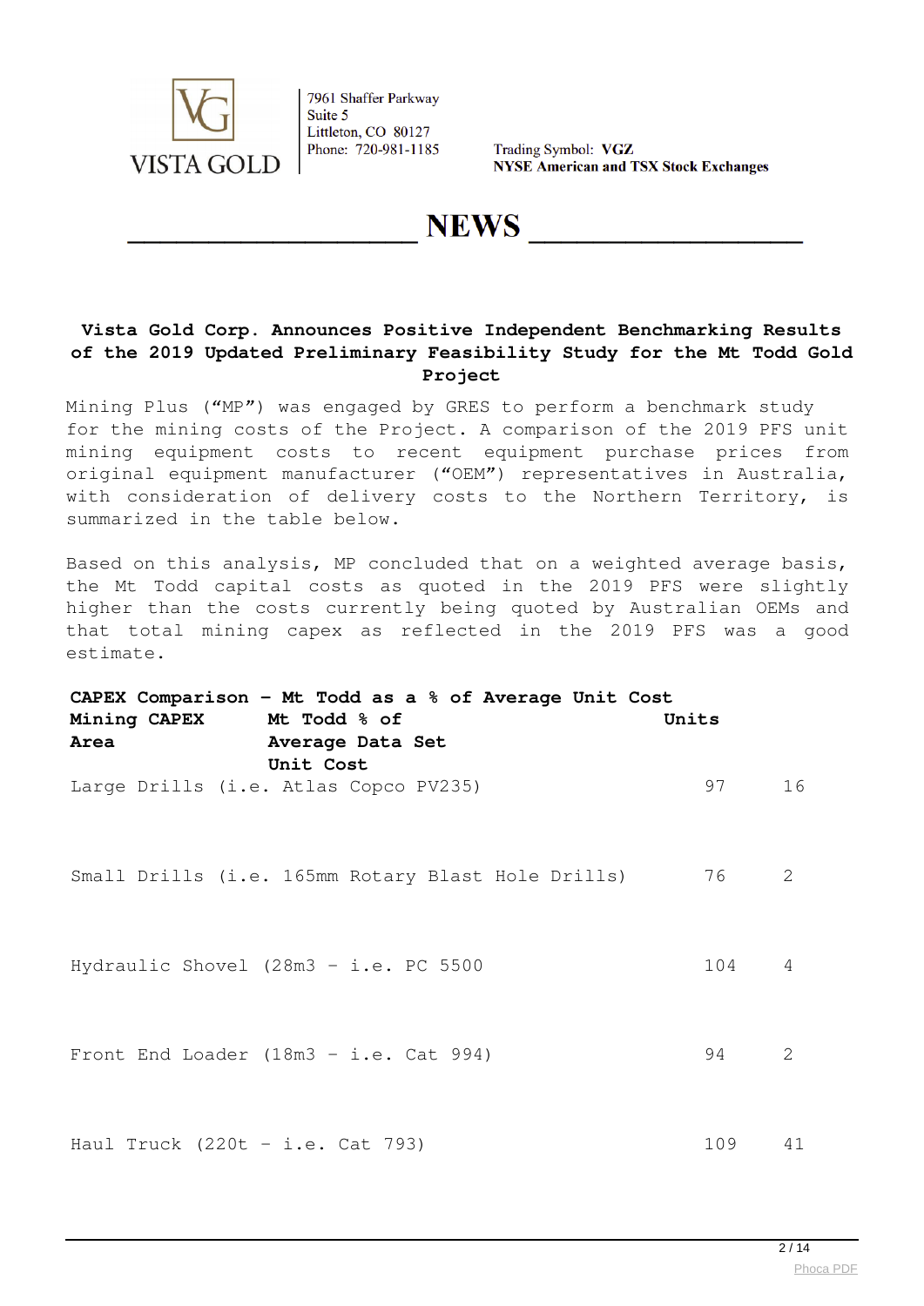### Vista Gold Corp. Announces Positive Independent Benchmarking Results of the 2019 Updated Preliminary Feasibility Study for the Mt Todd Gold Project

Mining Plus ("MP") was engaged by GRES to perform a benchmark study for the mining costs of the Project. A comparison of the 2019 PFS unit mining equipment costs to recent equipment purchase prices from original equipment manufacturer ("OEM") representatives in Australia, with consideration of delivery costs to the Northern Territory, is summarized in the table below.

Based on this analysis, MP concluded that on a weighted average basis, the Mt Todd capital costs as quoted in the 2019 PFS were slightly higher than the costs currently being quoted by Australian OEMs and that total mining capex as reflected in the 2019 PFS was a good estimate.

**CAPEX Comparison – Mt Todd as a % of Average Unit Cost**

| Mining CAPEX Area | Mt Todd % of Average Data Set Unit Cost | Units |
|---|---|---|
| Large Drills (i.e. Atlas Copco PV235) | 97 | 16 |
| Small Drills (i.e. 165mm Rotary Blast Hole Drills) | 76 | 2 |
| Hydraulic Shovel (28m3 – i.e. PC 5500 | 104 | 4 |
| Front End Loader (18m3 – i.e. Cat 994) | 94 | 2 |
| Haul Truck (220t – i.e. Cat 793) | 109 | 41 |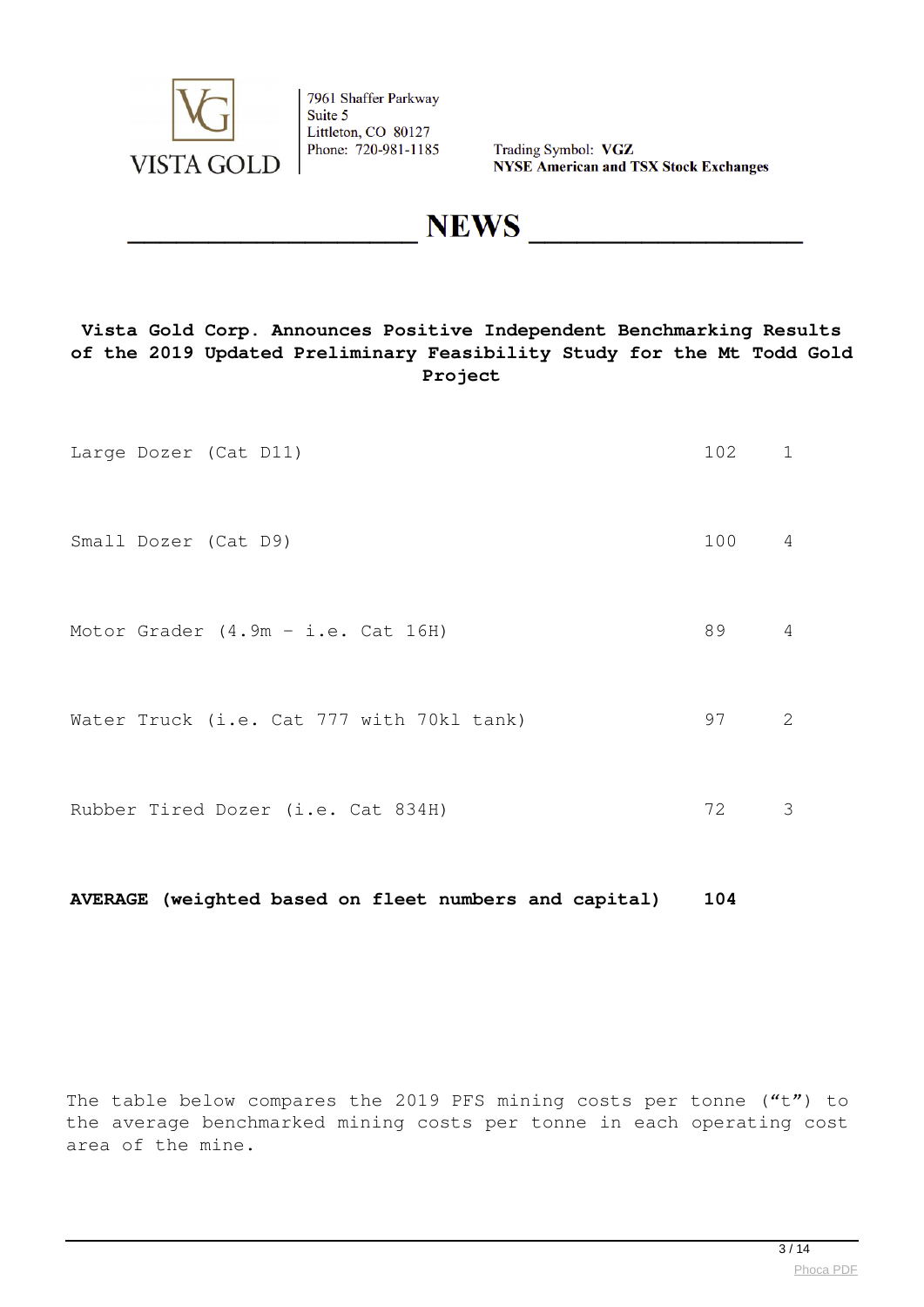**Vista Gold Corp. Announces Positive Independent Benchmarking Results of the 2019 Updated Preliminary Feasibility Study for the Mt Todd Gold Project**

| | | |
|---|---|---|
| Large Dozer (Cat D11) | 102 | 1 |
| Small Dozer (Cat D9) | 100 | 4 |
| Motor Grader (4.9m – i.e. Cat 16H) | 89 | 4 |
| Water Truck (i.e. Cat 777 with 70kl tank) | 97 | 2 |
| Rubber Tired Dozer (i.e. Cat 834H) | 72 | 3 |
| **AVERAGE (weighted based on fleet numbers and capital)** | **104** | |

The table below compares the 2019 PFS mining costs per tonne ("t") to the average benchmarked mining costs per tonne in each operating cost area of the mine.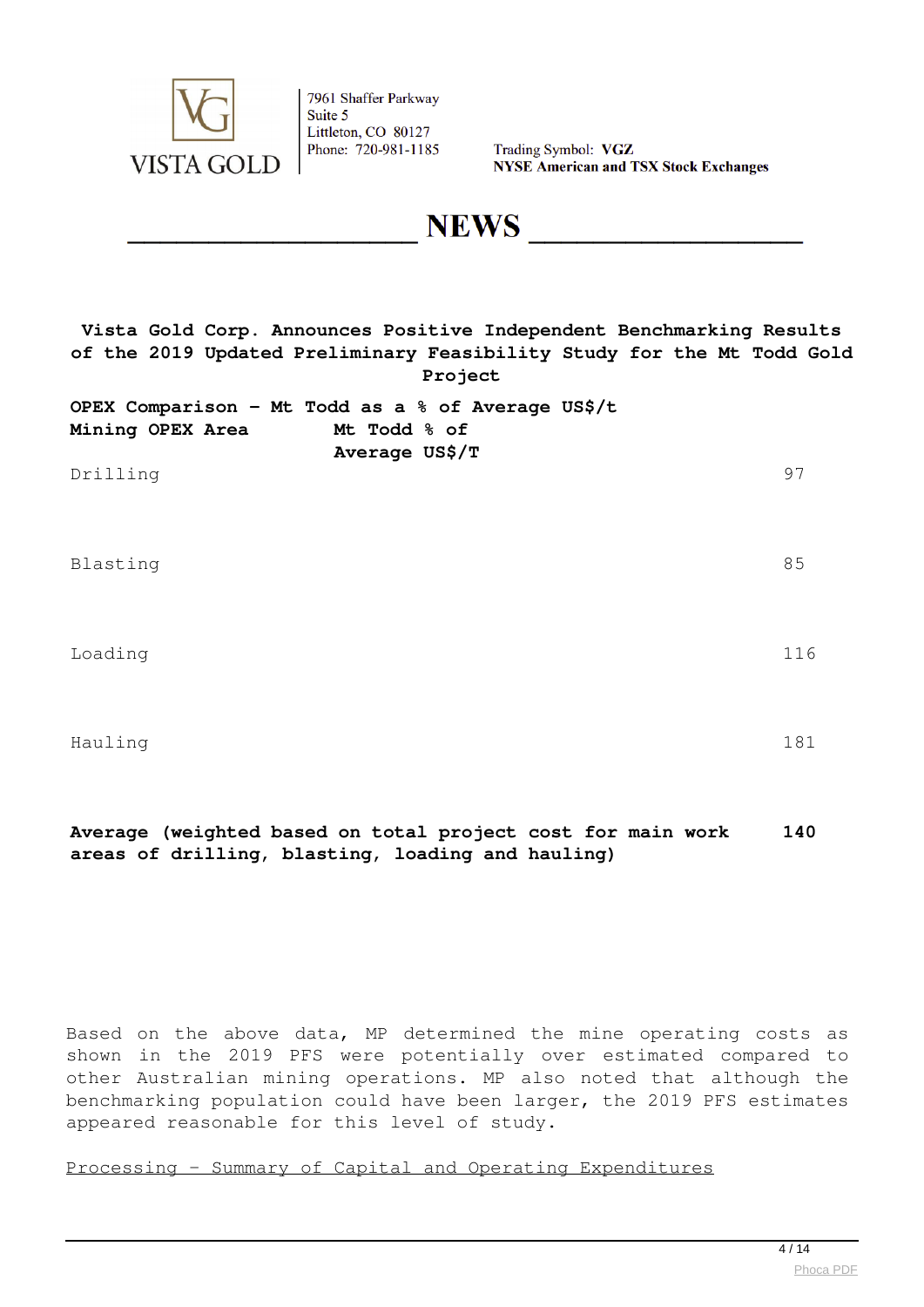**Vista Gold Corp. Announces Positive Independent Benchmarking Results of the 2019 Updated Preliminary Feasibility Study for the Mt Todd Gold Project**

**OPEX Comparison – Mt Todd as a % of Average US$/t**

| **Mining OPEX Area** | **Mt Todd % of Average US$/T** |
|---|---|
| Drilling | 97 |
| Blasting | 85 |
| Loading | 116 |
| Hauling | 181 |
| **Average (weighted based on total project cost for main work areas of drilling, blasting, loading and hauling)** | **140** |

Based on the above data, MP determined the mine operating costs as shown in the 2019 PFS were potentially over estimated compared to other Australian mining operations. MP also noted that although the benchmarking population could have been larger, the 2019 PFS estimates appeared reasonable for this level of study.

<u>Processing – Summary of Capital and Operating Expenditures</u>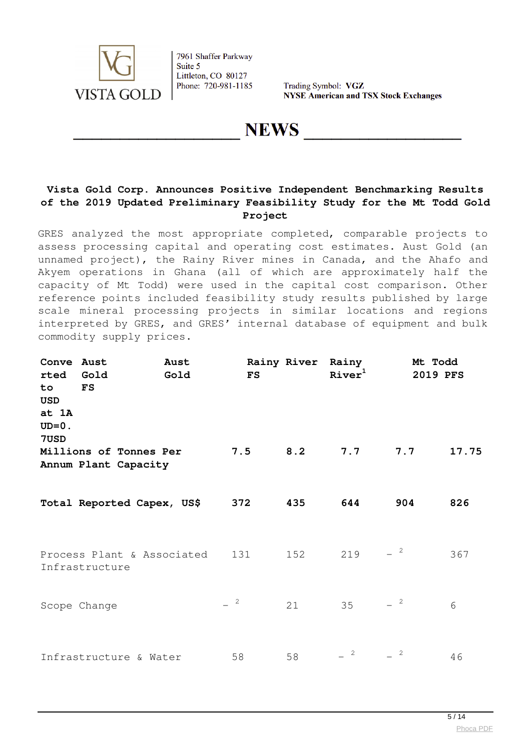# Vista Gold Corp. Announces Positive Independent Benchmarking Results of the 2019 Updated Preliminary Feasibility Study for the Mt Todd Gold Project

GRES analyzed the most appropriate completed, comparable projects to assess processing capital and operating cost estimates. Aust Gold (an unnamed project), the Rainy River mines in Canada, and the Ahafo and Akyem operations in Ghana (all of which are approximately half the capacity of Mt Todd) were used in the capital cost comparison. Other reference points included feasibility study results published by large scale mineral processing projects in similar locations and regions interpreted by GRES, and GRES' internal database of equipment and bulk commodity supply prices.

| Converted to USD at 1AUD=0.7USD | Aust Gold FS | Aust Gold | Rainy River FS | Rainy River[1] | Mt Todd 2019 PFS |
|---|---|---|---|---|---|
| Millions of Tonnes Per Annum Plant Capacity | 7.5 | 8.2 | 7.7 | 7.7 | 17.75 |
| Total Reported Capex, US$ | 372 | 435 | 644 | 904 | 826 |
| Process Plant & Associated Infrastructure | 131 | 152 | 219 | –[2] | 367 |
| Scope Change | –[2] | 21 | 35 | –[2] | 6 |
| Infrastructure & Water | 58 | 58 | –[2] | –[2] | 46 |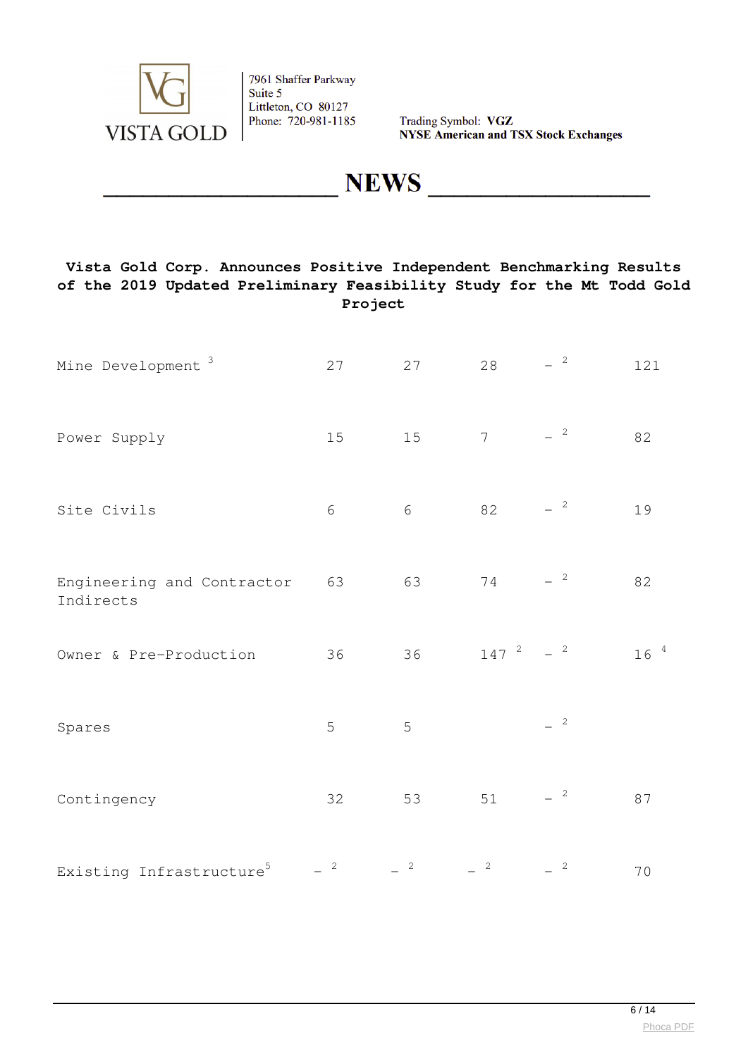# Vista Gold Corp. Announces Positive Independent Benchmarking Results of the 2019 Updated Preliminary Feasibility Study for the Mt Todd Gold Project

| | | | | | |
|---|---|---|---|---|---|
| Mine Development [3] | 27 | 27 | 28 | – [2] | 121 |
| Power Supply | 15 | 15 | 7 | – [2] | 82 |
| Site Civils | 6 | 6 | 82 | – [2] | 19 |
| Engineering and Contractor Indirects | 63 | 63 | 74 | – [2] | 82 |
| Owner & Pre-Production | 36 | 36 | 147 [2] | – [2] | 16 [4] |
| Spares | 5 | 5 | | – [2] | |
| Contingency | 32 | 53 | 51 | – [2] | 87 |
| Existing Infrastructure[5] | – [2] | – [2] | – [2] | – [2] | 70 |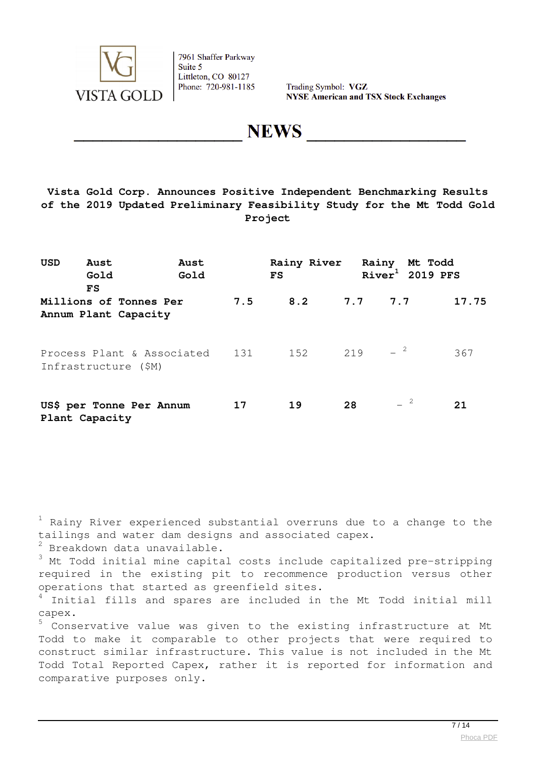| USD | Aust Gold FS | Aust Gold | Rainy River FS | Rainy River[1] | Mt Todd 2019 PFS |
|---|---|---|---|---|---|
| **Millions of Tonnes Per Annum Plant Capacity** | **7.5** | **8.2** | **7.7** | **7.7** | **17.75** |
| Process Plant & Associated Infrastructure ($M) | 131 | 152 | 219 | –[2] | 367 |
| **US$ per Tonne Per Annum Plant Capacity** | **17** | **19** | **28** | –[2] | **21** |

[1] Rainy River experienced substantial overruns due to a change to the tailings and water dam designs and associated capex.

[2] Breakdown data unavailable.

[3] Mt Todd initial mine capital costs include capitalized pre-stripping required in the existing pit to recommence production versus other operations that started as greenfield sites.

[4] Initial fills and spares are included in the Mt Todd initial mill capex.

[5] Conservative value was given to the existing infrastructure at Mt Todd to make it comparable to other projects that were required to construct similar infrastructure. This value is not included in the Mt Todd Total Reported Capex, rather it is reported for information and comparative purposes only.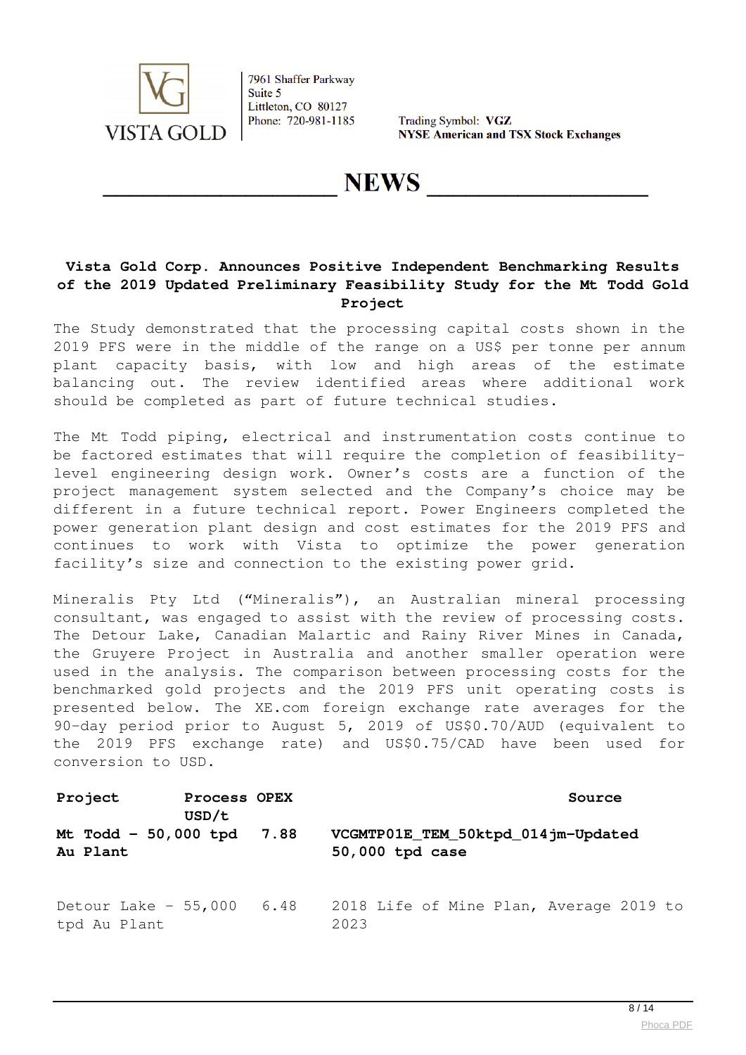VISTA GOLD

7961 Shaffer Parkway
Suite 5
Littleton, CO 80127
Phone: 720-981-1185

Trading Symbol: **VGZ**
**NYSE American and TSX Stock Exchanges**

# NEWS

## Vista Gold Corp. Announces Positive Independent Benchmarking Results of the 2019 Updated Preliminary Feasibility Study for the Mt Todd Gold Project

The Study demonstrated that the processing capital costs shown in the 2019 PFS were in the middle of the range on a US$ per tonne per annum plant capacity basis, with low and high areas of the estimate balancing out. The review identified areas where additional work should be completed as part of future technical studies.

The Mt Todd piping, electrical and instrumentation costs continue to be factored estimates that will require the completion of feasibility-level engineering design work. Owner's costs are a function of the project management system selected and the Company's choice may be different in a future technical report. Power Engineers completed the power generation plant design and cost estimates for the 2019 PFS and continues to work with Vista to optimize the power generation facility's size and connection to the existing power grid.

Mineralis Pty Ltd ("Mineralis"), an Australian mineral processing consultant, was engaged to assist with the review of processing costs. The Detour Lake, Canadian Malartic and Rainy River Mines in Canada, the Gruyere Project in Australia and another smaller operation were used in the analysis. The comparison between processing costs for the benchmarked gold projects and the 2019 PFS unit operating costs is presented below. The XE.com foreign exchange rate averages for the 90-day period prior to August 5, 2019 of US$0.70/AUD (equivalent to the 2019 PFS exchange rate) and US$0.75/CAD have been used for conversion to USD.

| Project | Process OPEX USD/t | Source |
|---|---|---|
| **Mt Todd – 50,000 tpd Au Plant** | **7.88** | **VCGMTP01E_TEM_50ktpd_014jm-Updated 50,000 tpd case** |
| Detour Lake – 55,000 tpd Au Plant | 6.48 | 2018 Life of Mine Plan, Average 2019 to 2023 |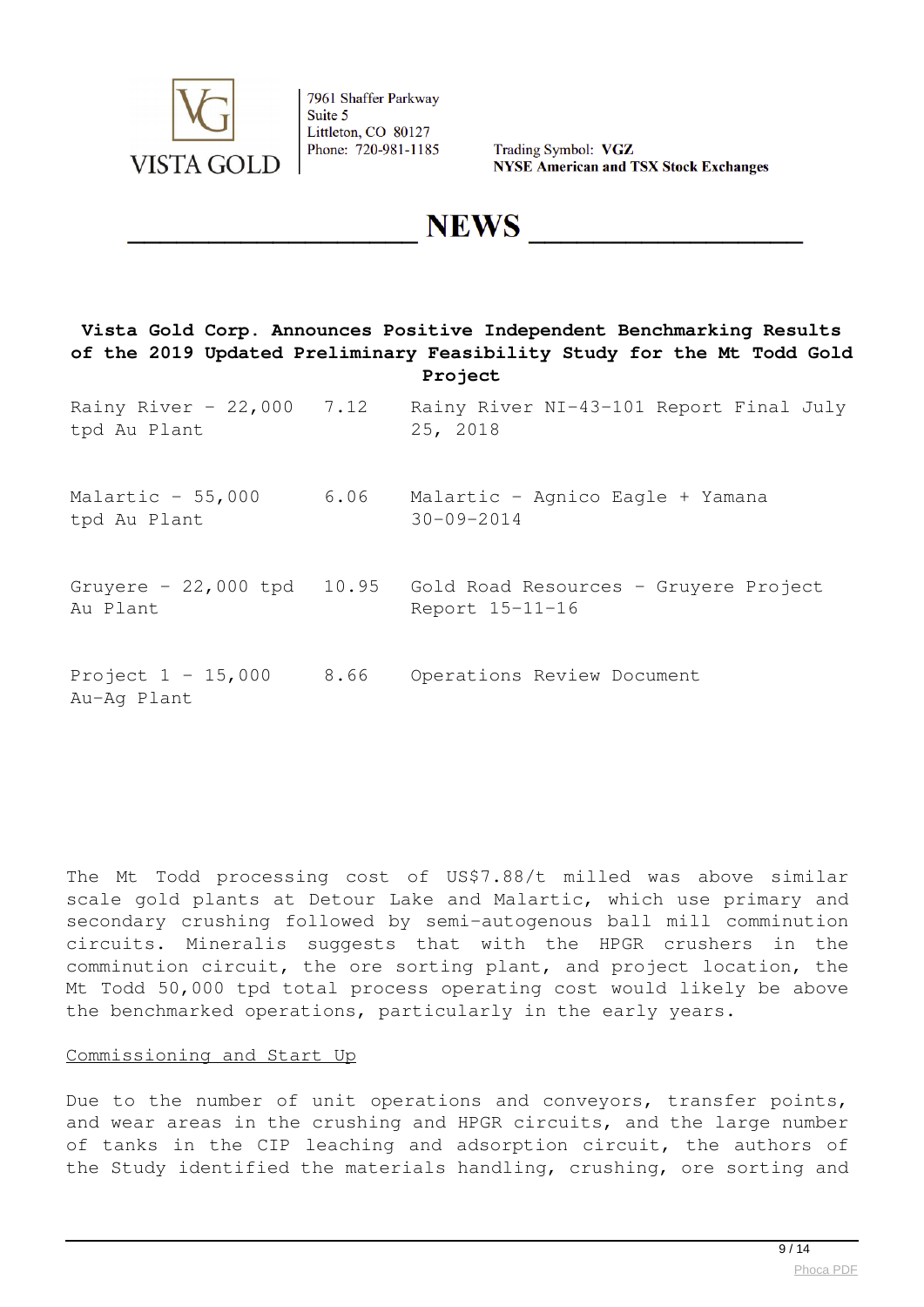**Vista Gold Corp. Announces Positive Independent Benchmarking Results of the 2019 Updated Preliminary Feasibility Study for the Mt Todd Gold Project**

| | | |
|---|---|---|
| Rainy River - 22,000 tpd Au Plant | 7.12 | Rainy River NI-43-101 Report Final July 25, 2018 |
| Malartic - 55,000 tpd Au Plant | 6.06 | Malartic - Agnico Eagle + Yamana 30-09-2014 |
| Gruyere - 22,000 tpd Au Plant | 10.95 | Gold Road Resources - Gruyere Project Report 15-11-16 |
| Project 1 - 15,000 Au-Ag Plant | 8.66 | Operations Review Document |

The Mt Todd processing cost of US$7.88/t milled was above similar scale gold plants at Detour Lake and Malartic, which use primary and secondary crushing followed by semi-autogenous ball mill comminution circuits. Mineralis suggests that with the HPGR crushers in the comminution circuit, the ore sorting plant, and project location, the Mt Todd 50,000 tpd total process operating cost would likely be above the benchmarked operations, particularly in the early years.

Commissioning and Start Up

Due to the number of unit operations and conveyors, transfer points, and wear areas in the crushing and HPGR circuits, and the large number of tanks in the CIP leaching and adsorption circuit, the authors of the Study identified the materials handling, crushing, ore sorting and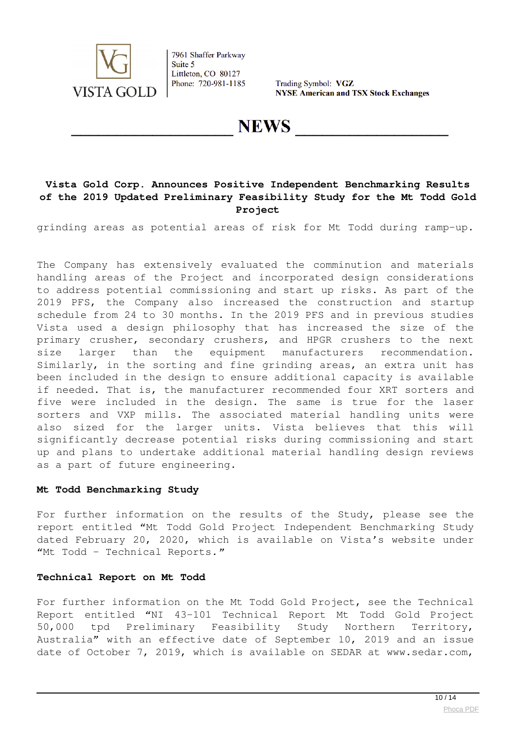grinding areas as potential areas of risk for Mt Todd during ramp-up.

The Company has extensively evaluated the comminution and materials handling areas of the Project and incorporated design considerations to address potential commissioning and start up risks. As part of the 2019 PFS, the Company also increased the construction and startup schedule from 24 to 30 months. In the 2019 PFS and in previous studies Vista used a design philosophy that has increased the size of the primary crusher, secondary crushers, and HPGR crushers to the next size larger than the equipment manufacturers recommendation. Similarly, in the sorting and fine grinding areas, an extra unit has been included in the design to ensure additional capacity is available if needed. That is, the manufacturer recommended four XRT sorters and five were included in the design. The same is true for the laser sorters and VXP mills. The associated material handling units were also sized for the larger units. Vista believes that this will significantly decrease potential risks during commissioning and start up and plans to undertake additional material handling design reviews as a part of future engineering.

**Mt Todd Benchmarking Study**

For further information on the results of the Study, please see the report entitled "Mt Todd Gold Project Independent Benchmarking Study dated February 20, 2020, which is available on Vista's website under "Mt Todd – Technical Reports."

**Technical Report on Mt Todd**

For further information on the Mt Todd Gold Project, see the Technical Report entitled "NI 43-101 Technical Report Mt Todd Gold Project 50,000 tpd Preliminary Feasibility Study Northern Territory, Australia" with an effective date of September 10, 2019 and an issue date of October 7, 2019, which is available on SEDAR at www.sedar.com,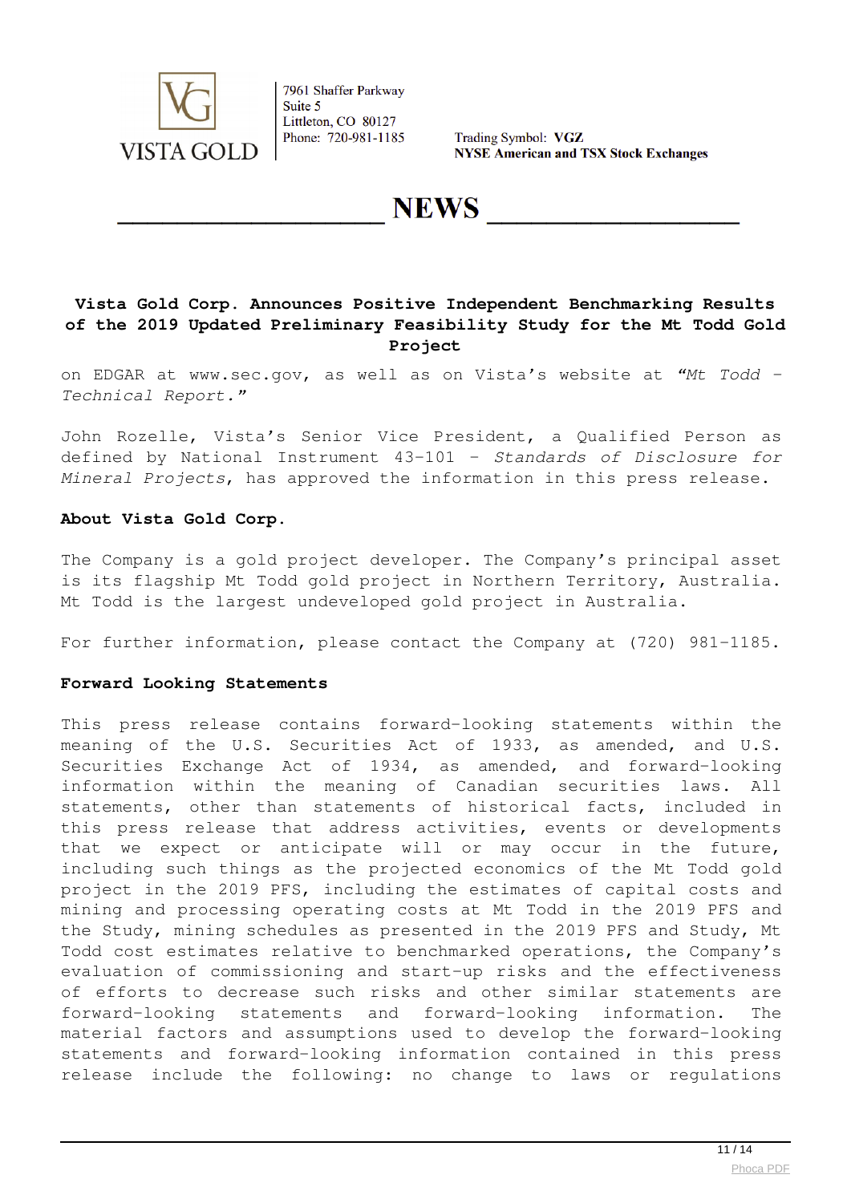# Vista Gold Corp. Announces Positive Independent Benchmarking Results of the 2019 Updated Preliminary Feasibility Study for the Mt Todd Gold Project

on EDGAR at www.sec.gov, as well as on Vista's website at *"Mt Todd – Technical Report."*

John Rozelle, Vista's Senior Vice President, a Qualified Person as defined by National Instrument 43-101 – *Standards of Disclosure for Mineral Projects*, has approved the information in this press release.

**About Vista Gold Corp.**

The Company is a gold project developer. The Company's principal asset is its flagship Mt Todd gold project in Northern Territory, Australia. Mt Todd is the largest undeveloped gold project in Australia.

For further information, please contact the Company at (720) 981-1185.

**Forward Looking Statements**

This press release contains forward-looking statements within the meaning of the U.S. Securities Act of 1933, as amended, and U.S. Securities Exchange Act of 1934, as amended, and forward-looking information within the meaning of Canadian securities laws. All statements, other than statements of historical facts, included in this press release that address activities, events or developments that we expect or anticipate will or may occur in the future, including such things as the projected economics of the Mt Todd gold project in the 2019 PFS, including the estimates of capital costs and mining and processing operating costs at Mt Todd in the 2019 PFS and the Study, mining schedules as presented in the 2019 PFS and Study, Mt Todd cost estimates relative to benchmarked operations, the Company's evaluation of commissioning and start-up risks and the effectiveness of efforts to decrease such risks and other similar statements are forward-looking statements and forward-looking information. The material factors and assumptions used to develop the forward-looking statements and forward-looking information contained in this press release include the following: no change to laws or regulations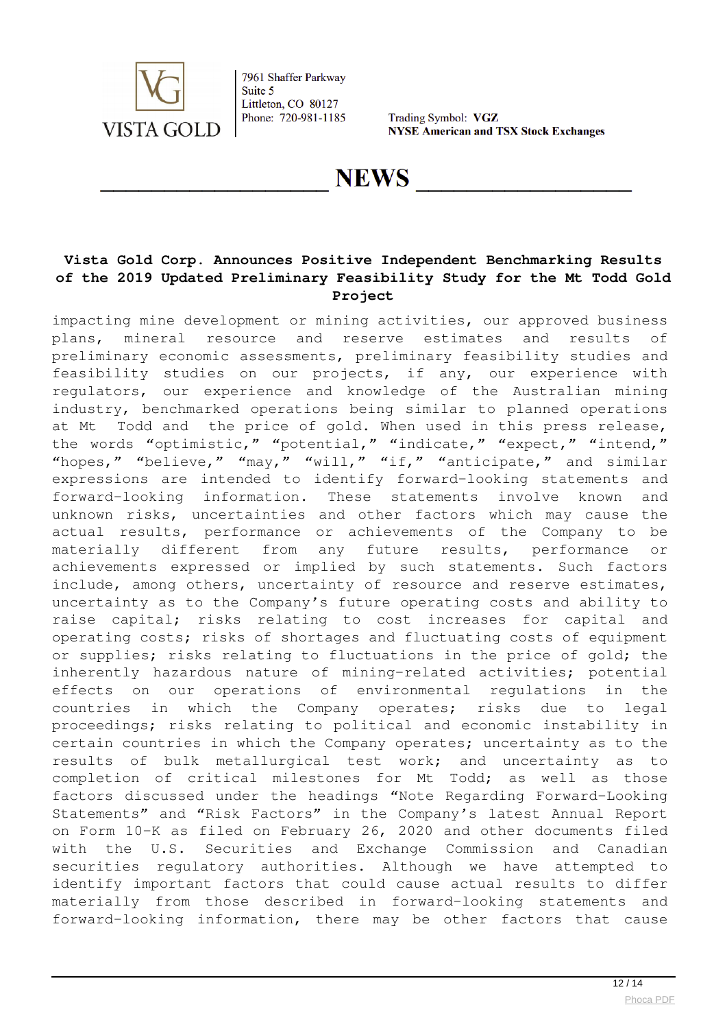impacting mine development or mining activities, our approved business plans, mineral resource and reserve estimates and results of preliminary economic assessments, preliminary feasibility studies and feasibility studies on our projects, if any, our experience with regulators, our experience and knowledge of the Australian mining industry, benchmarked operations being similar to planned operations at Mt Todd and the price of gold. When used in this press release, the words "optimistic," "potential," "indicate," "expect," "intend," "hopes," "believe," "may," "will," "if," "anticipate," and similar expressions are intended to identify forward-looking statements and forward-looking information. These statements involve known and unknown risks, uncertainties and other factors which may cause the actual results, performance or achievements of the Company to be materially different from any future results, performance or achievements expressed or implied by such statements. Such factors include, among others, uncertainty of resource and reserve estimates, uncertainty as to the Company's future operating costs and ability to raise capital; risks relating to cost increases for capital and operating costs; risks of shortages and fluctuating costs of equipment or supplies; risks relating to fluctuations in the price of gold; the inherently hazardous nature of mining-related activities; potential effects on our operations of environmental regulations in the countries in which the Company operates; risks due to legal proceedings; risks relating to political and economic instability in certain countries in which the Company operates; uncertainty as to the results of bulk metallurgical test work; and uncertainty as to completion of critical milestones for Mt Todd; as well as those factors discussed under the headings "Note Regarding Forward-Looking Statements" and "Risk Factors" in the Company's latest Annual Report on Form 10-K as filed on February 26, 2020 and other documents filed with the U.S. Securities and Exchange Commission and Canadian securities regulatory authorities. Although we have attempted to identify important factors that could cause actual results to differ materially from those described in forward-looking statements and forward-looking information, there may be other factors that cause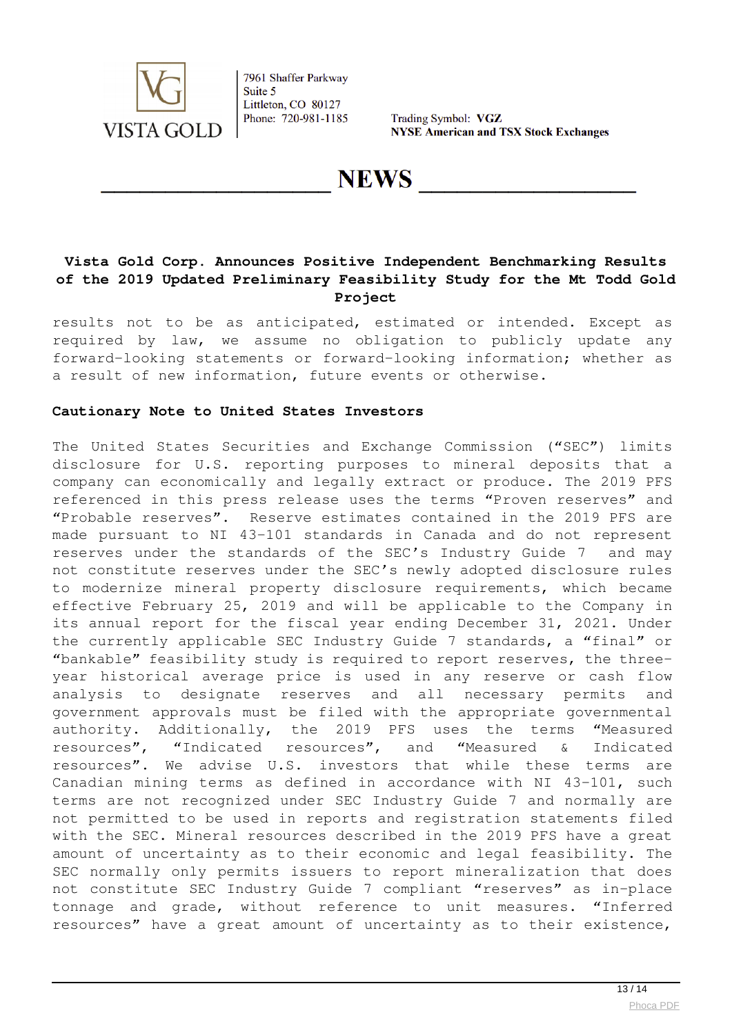results not to be as anticipated, estimated or intended. Except as required by law, we assume no obligation to publicly update any forward-looking statements or forward-looking information; whether as a result of new information, future events or otherwise.

**Cautionary Note to United States Investors**

The United States Securities and Exchange Commission ("SEC") limits disclosure for U.S. reporting purposes to mineral deposits that a company can economically and legally extract or produce. The 2019 PFS referenced in this press release uses the terms "Proven reserves" and "Probable reserves". Reserve estimates contained in the 2019 PFS are made pursuant to NI 43-101 standards in Canada and do not represent reserves under the standards of the SEC's Industry Guide 7 and may not constitute reserves under the SEC's newly adopted disclosure rules to modernize mineral property disclosure requirements, which became effective February 25, 2019 and will be applicable to the Company in its annual report for the fiscal year ending December 31, 2021. Under the currently applicable SEC Industry Guide 7 standards, a "final" or "bankable" feasibility study is required to report reserves, the three-year historical average price is used in any reserve or cash flow analysis to designate reserves and all necessary permits and government approvals must be filed with the appropriate governmental authority. Additionally, the 2019 PFS uses the terms "Measured resources", "Indicated resources", and "Measured & Indicated resources". We advise U.S. investors that while these terms are Canadian mining terms as defined in accordance with NI 43-101, such terms are not recognized under SEC Industry Guide 7 and normally are not permitted to be used in reports and registration statements filed with the SEC. Mineral resources described in the 2019 PFS have a great amount of uncertainty as to their economic and legal feasibility. The SEC normally only permits issuers to report mineralization that does not constitute SEC Industry Guide 7 compliant "reserves" as in-place tonnage and grade, without reference to unit measures. "Inferred resources" have a great amount of uncertainty as to their existence,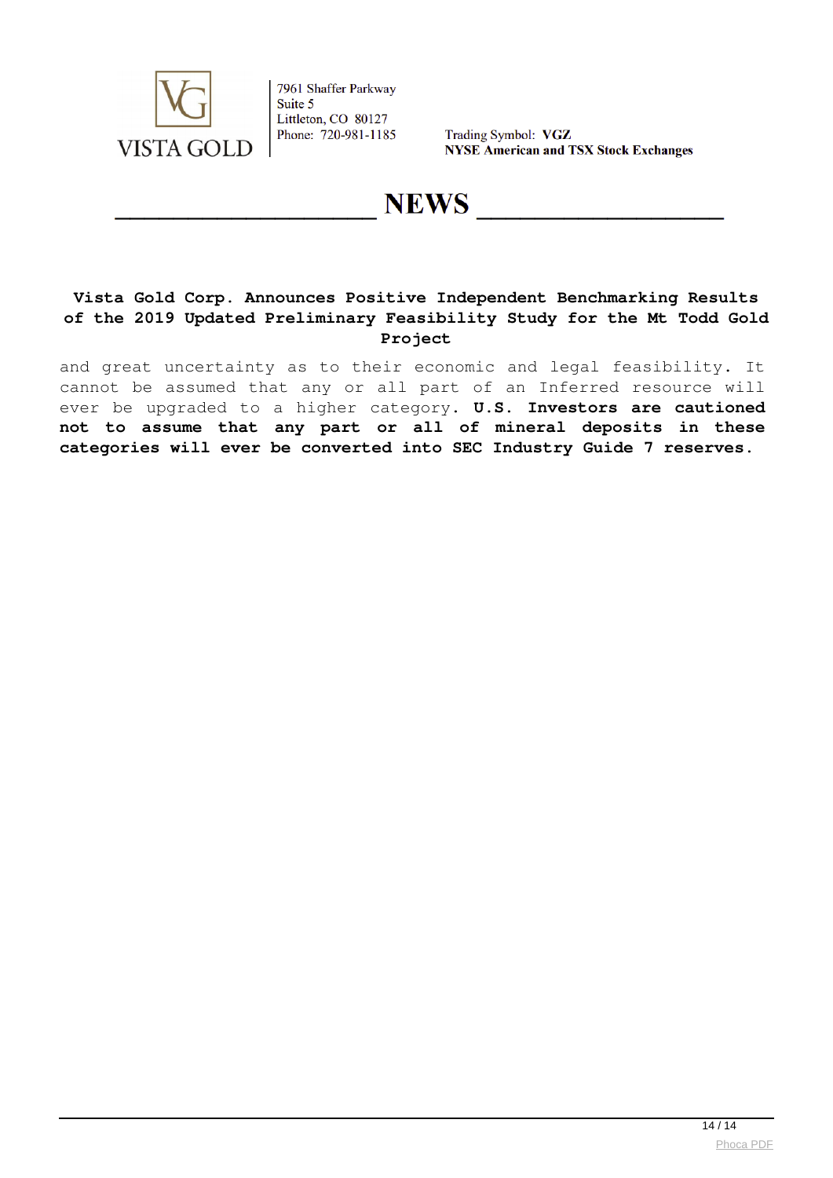**Vista Gold Corp. Announces Positive Independent Benchmarking Results of the 2019 Updated Preliminary Feasibility Study for the Mt Todd Gold Project**

and great uncertainty as to their economic and legal feasibility. It cannot be assumed that any or all part of an Inferred resource will ever be upgraded to a higher category. **U.S. Investors are cautioned not to assume that any part or all of mineral deposits in these categories will ever be converted into SEC Industry Guide 7 reserves.**